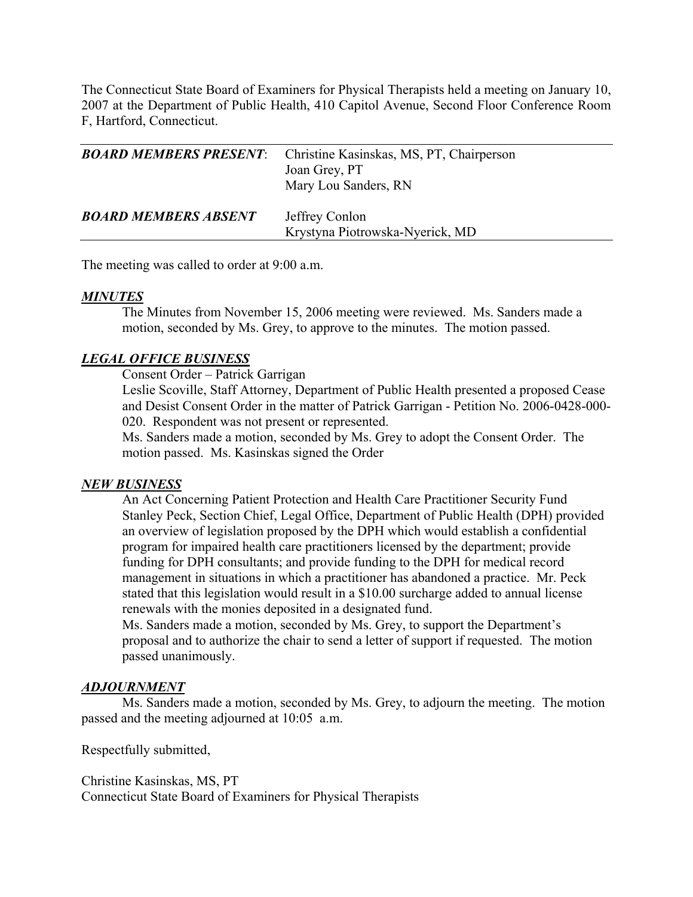The Connecticut State Board of Examiners for Physical Therapists held a meeting on January 10, 2007 at the Department of Public Health, 410 Capitol Avenue, Second Floor Conference Room F, Hartford, Connecticut.

| | |
|---|---|
| ***BOARD MEMBERS PRESENT*:** | Christine Kasinskas, MS, PT, Chairperson<br>Joan Grey, PT<br>Mary Lou Sanders, RN |
| ***BOARD MEMBERS ABSENT*** | Jeffrey Conlon<br>Krystyna Piotrowska-Nyerick, MD |

The meeting was called to order at 9:00 a.m.

***MINUTES***

The Minutes from November 15, 2006 meeting were reviewed. Ms. Sanders made a motion, seconded by Ms. Grey, to approve to the minutes. The motion passed.

***LEGAL OFFICE BUSINESS***

Consent Order – Patrick Garrigan

Leslie Scoville, Staff Attorney, Department of Public Health presented a proposed Cease and Desist Consent Order in the matter of Patrick Garrigan - Petition No. 2006-0428-000-020. Respondent was not present or represented.

Ms. Sanders made a motion, seconded by Ms. Grey to adopt the Consent Order. The motion passed. Ms. Kasinskas signed the Order

***NEW BUSINESS***

An Act Concerning Patient Protection and Health Care Practitioner Security Fund

Stanley Peck, Section Chief, Legal Office, Department of Public Health (DPH) provided an overview of legislation proposed by the DPH which would establish a confidential program for impaired health care practitioners licensed by the department; provide funding for DPH consultants; and provide funding to the DPH for medical record management in situations in which a practitioner has abandoned a practice. Mr. Peck stated that this legislation would result in a $10.00 surcharge added to annual license renewals with the monies deposited in a designated fund.

Ms. Sanders made a motion, seconded by Ms. Grey, to support the Department's proposal and to authorize the chair to send a letter of support if requested. The motion passed unanimously.

***ADJOURNMENT***

Ms. Sanders made a motion, seconded by Ms. Grey, to adjourn the meeting. The motion passed and the meeting adjourned at 10:05 a.m.

Respectfully submitted,

Christine Kasinskas, MS, PT
Connecticut State Board of Examiners for Physical Therapists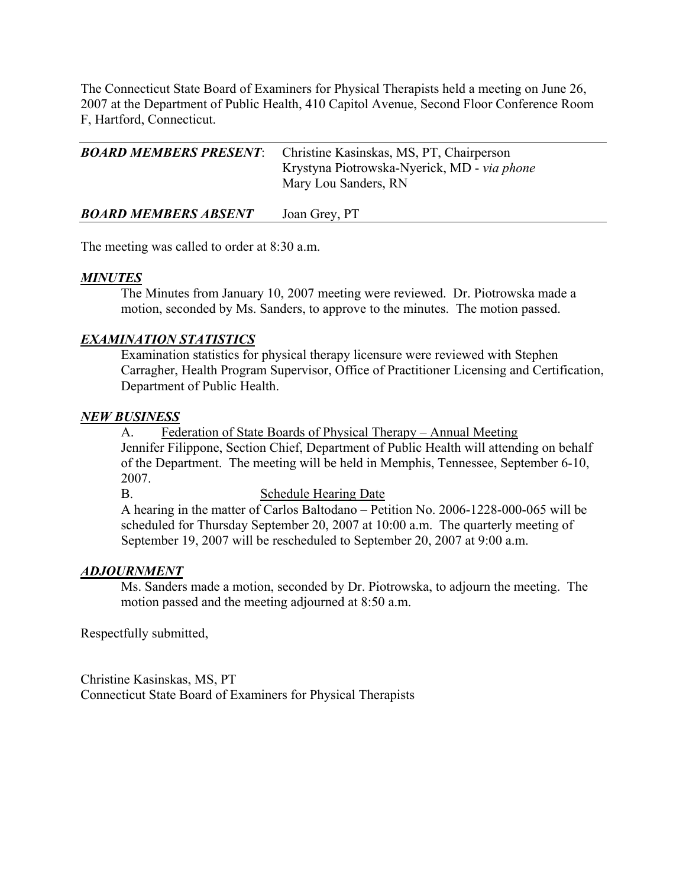The Connecticut State Board of Examiners for Physical Therapists held a meeting on June 26, 2007 at the Department of Public Health, 410 Capitol Avenue, Second Floor Conference Room F, Hartford, Connecticut.

| ***BOARD MEMBERS PRESENT***: | Christine Kasinskas, MS, PT, Chairperson<br>Krystyna Piotrowska-Nyerick, MD - *via phone*<br>Mary Lou Sanders, RN |
|---|---|
| ***BOARD MEMBERS ABSENT*** | Joan Grey, PT |

The meeting was called to order at 8:30 a.m.

***MINUTES***

The Minutes from January 10, 2007 meeting were reviewed. Dr. Piotrowska made a motion, seconded by Ms. Sanders, to approve to the minutes. The motion passed.

***EXAMINATION STATISTICS***

Examination statistics for physical therapy licensure were reviewed with Stephen Carragher, Health Program Supervisor, Office of Practitioner Licensing and Certification, Department of Public Health.

***NEW BUSINESS***

A. Federation of State Boards of Physical Therapy – Annual Meeting

Jennifer Filippone, Section Chief, Department of Public Health will attending on behalf of the Department. The meeting will be held in Memphis, Tennessee, September 6-10, 2007.

B. Schedule Hearing Date

A hearing in the matter of Carlos Baltodano – Petition No. 2006-1228-000-065 will be scheduled for Thursday September 20, 2007 at 10:00 a.m. The quarterly meeting of September 19, 2007 will be rescheduled to September 20, 2007 at 9:00 a.m.

***ADJOURNMENT***

Ms. Sanders made a motion, seconded by Dr. Piotrowska, to adjourn the meeting. The motion passed and the meeting adjourned at 8:50 a.m.

Respectfully submitted,

Christine Kasinskas, MS, PT
Connecticut State Board of Examiners for Physical Therapists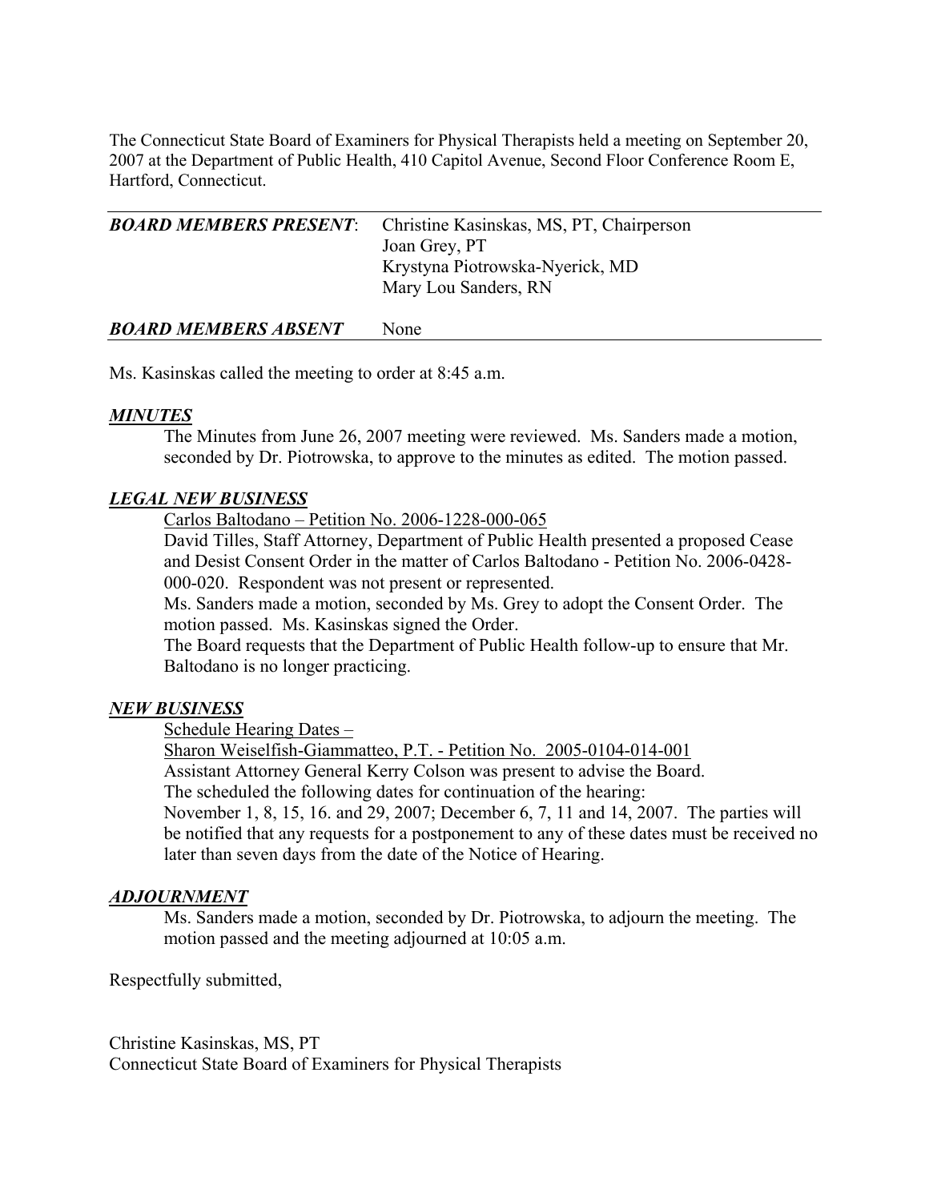The Connecticut State Board of Examiners for Physical Therapists held a meeting on September 20, 2007 at the Department of Public Health, 410 Capitol Avenue, Second Floor Conference Room E, Hartford, Connecticut.

| | |
|---|---|
| ***BOARD MEMBERS PRESENT***: | Christine Kasinskas, MS, PT, Chairperson<br>Joan Grey, PT<br>Krystyna Piotrowska-Nyerick, MD<br>Mary Lou Sanders, RN |
| ***BOARD MEMBERS ABSENT*** | None |

Ms. Kasinskas called the meeting to order at 8:45 a.m.

***MINUTES***

The Minutes from June 26, 2007 meeting were reviewed. Ms. Sanders made a motion, seconded by Dr. Piotrowska, to approve to the minutes as edited. The motion passed.

***LEGAL NEW BUSINESS***

Carlos Baltodano – Petition No. 2006-1228-000-065

David Tilles, Staff Attorney, Department of Public Health presented a proposed Cease and Desist Consent Order in the matter of Carlos Baltodano - Petition No. 2006-0428-000-020. Respondent was not present or represented.

Ms. Sanders made a motion, seconded by Ms. Grey to adopt the Consent Order. The motion passed. Ms. Kasinskas signed the Order.

The Board requests that the Department of Public Health follow-up to ensure that Mr. Baltodano is no longer practicing.

***NEW BUSINESS***

Schedule Hearing Dates –

Sharon Weiselfish-Giammatteo, P.T. - Petition No. 2005-0104-014-001

Assistant Attorney General Kerry Colson was present to advise the Board.

The scheduled the following dates for continuation of the hearing:

November 1, 8, 15, 16. and 29, 2007; December 6, 7, 11 and 14, 2007. The parties will be notified that any requests for a postponement to any of these dates must be received no later than seven days from the date of the Notice of Hearing.

***ADJOURNMENT***

Ms. Sanders made a motion, seconded by Dr. Piotrowska, to adjourn the meeting. The motion passed and the meeting adjourned at 10:05 a.m.

Respectfully submitted,

Christine Kasinskas, MS, PT
Connecticut State Board of Examiners for Physical Therapists